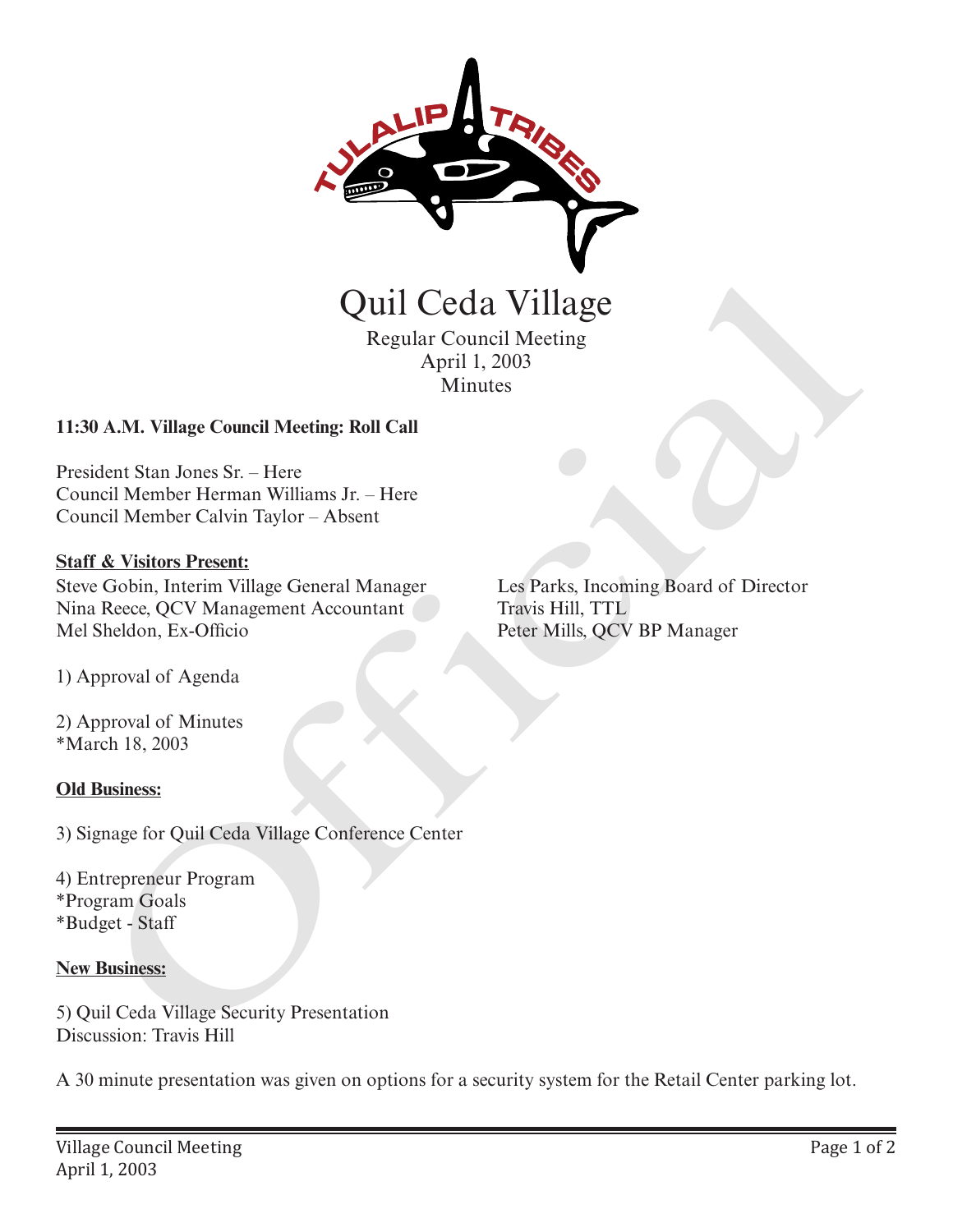# Quil Ceda Village

Regular Council Meeting
April 1, 2003
Minutes

**11:30 A.M. Village Council Meeting: Roll Call**

President Stan Jones Sr. – Here
Council Member Herman Williams Jr. – Here
Council Member Calvin Taylor – Absent

**Staff & Visitors Present:**

Steve Gobin, Interim Village General Manager
Nina Reece, QCV Management Accountant
Mel Sheldon, Ex-Officio
Les Parks, Incoming Board of Director
Travis Hill, TTL
Peter Mills, QCV BP Manager

1) Approval of Agenda

2) Approval of Minutes
*March 18, 2003

**Old Business:**

3) Signage for Quil Ceda Village Conference Center

4) Entrepreneur Program
*Program Goals
*Budget - Staff

**New Business:**

5) Quil Ceda Village Security Presentation
Discussion: Travis Hill

A 30 minute presentation was given on options for a security system for the Retail Center parking lot.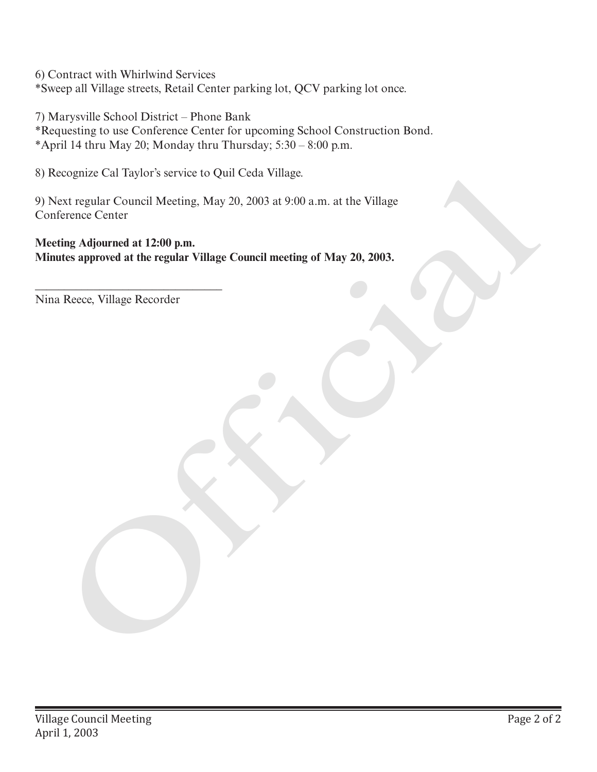6) Contract with Whirlwind Services
*Sweep all Village streets, Retail Center parking lot, QCV parking lot once.

7) Marysville School District – Phone Bank
*Requesting to use Conference Center for upcoming School Construction Bond.
*April 14 thru May 20; Monday thru Thursday; 5:30 – 8:00 p.m.

8) Recognize Cal Taylor's service to Quil Ceda Village.

9) Next regular Council Meeting, May 20, 2003 at 9:00 a.m. at the Village Conference Center

**Meeting Adjourned at 12:00 p.m.**
**Minutes approved at the regular Village Council meeting of May 20, 2003.**

________________________________
Nina Reece, Village Recorder